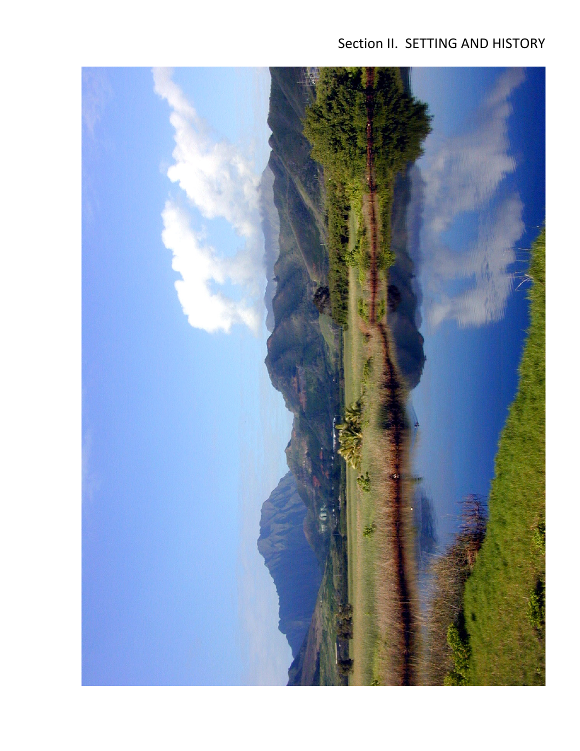# Section II. SETTING AND HISTORY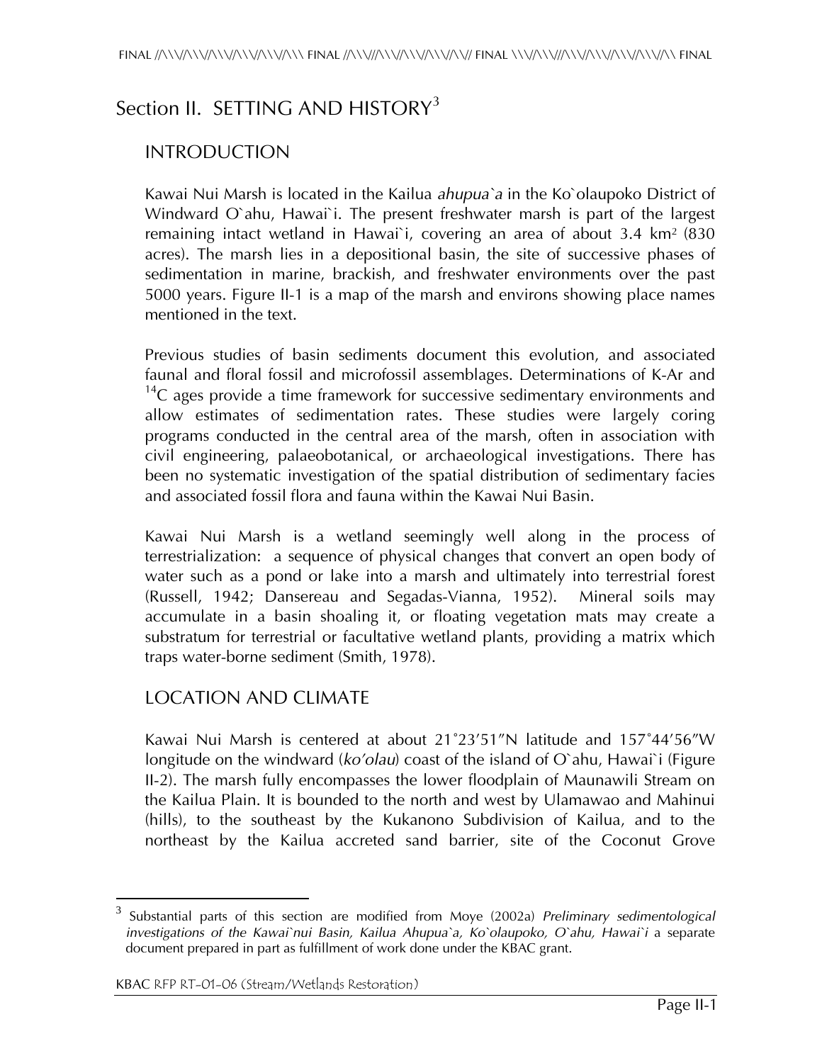# Section II. SETTING AND HISTORY[3]

## INTRODUCTION

Kawai Nui Marsh is located in the Kailua *ahupua`a* in the Ko`olaupoko District of Windward O`ahu, Hawai`i. The present freshwater marsh is part of the largest remaining intact wetland in Hawai`i, covering an area of about 3.4 km$^2$ (830 acres). The marsh lies in a depositional basin, the site of successive phases of sedimentation in marine, brackish, and freshwater environments over the past 5000 years. Figure II-1 is a map of the marsh and environs showing place names mentioned in the text.

Previous studies of basin sediments document this evolution, and associated faunal and floral fossil and microfossil assemblages. Determinations of K-Ar and $^{14}$C ages provide a time framework for successive sedimentary environments and allow estimates of sedimentation rates. These studies were largely coring programs conducted in the central area of the marsh, often in association with civil engineering, palaeobotanical, or archaeological investigations. There has been no systematic investigation of the spatial distribution of sedimentary facies and associated fossil flora and fauna within the Kawai Nui Basin.

Kawai Nui Marsh is a wetland seemingly well along in the process of terrestrialization: a sequence of physical changes that convert an open body of water such as a pond or lake into a marsh and ultimately into terrestrial forest (Russell, 1942; Dansereau and Segadas-Vianna, 1952). Mineral soils may accumulate in a basin shoaling it, or floating vegetation mats may create a substratum for terrestrial or facultative wetland plants, providing a matrix which traps water-borne sediment (Smith, 1978).

## LOCATION AND CLIMATE

Kawai Nui Marsh is centered at about 21˚23′51″N latitude and 157˚44′56″W longitude on the windward (*ko'olau*) coast of the island of O`ahu, Hawai`i (Figure II-2). The marsh fully encompasses the lower floodplain of Maunawili Stream on the Kailua Plain. It is bounded to the north and west by Ulamawao and Mahinui (hills), to the southeast by the Kukanono Subdivision of Kailua, and to the northeast by the Kailua accreted sand barrier, site of the Coconut Grove

---

[3] Substantial parts of this section are modified from Moye (2002a) *Preliminary sedimentological investigations of the Kawai`nui Basin, Kailua Ahupua`a, Ko`olaupoko, O`ahu, Hawai`i* a separate document prepared in part as fulfillment of work done under the KBAC grant.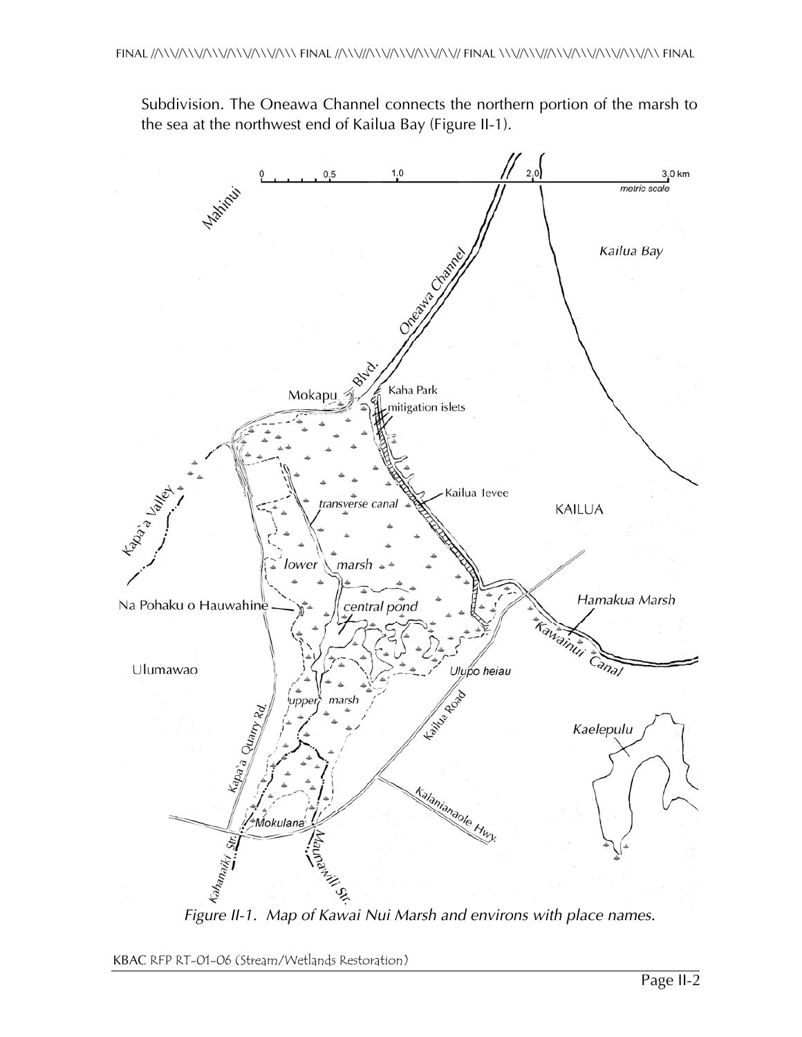Subdivision. The Oneawa Channel connects the northern portion of the marsh to the sea at the northwest end of Kailua Bay (Figure II-1).

*Figure II-1. Map of Kawai Nui Marsh and environs with place names.*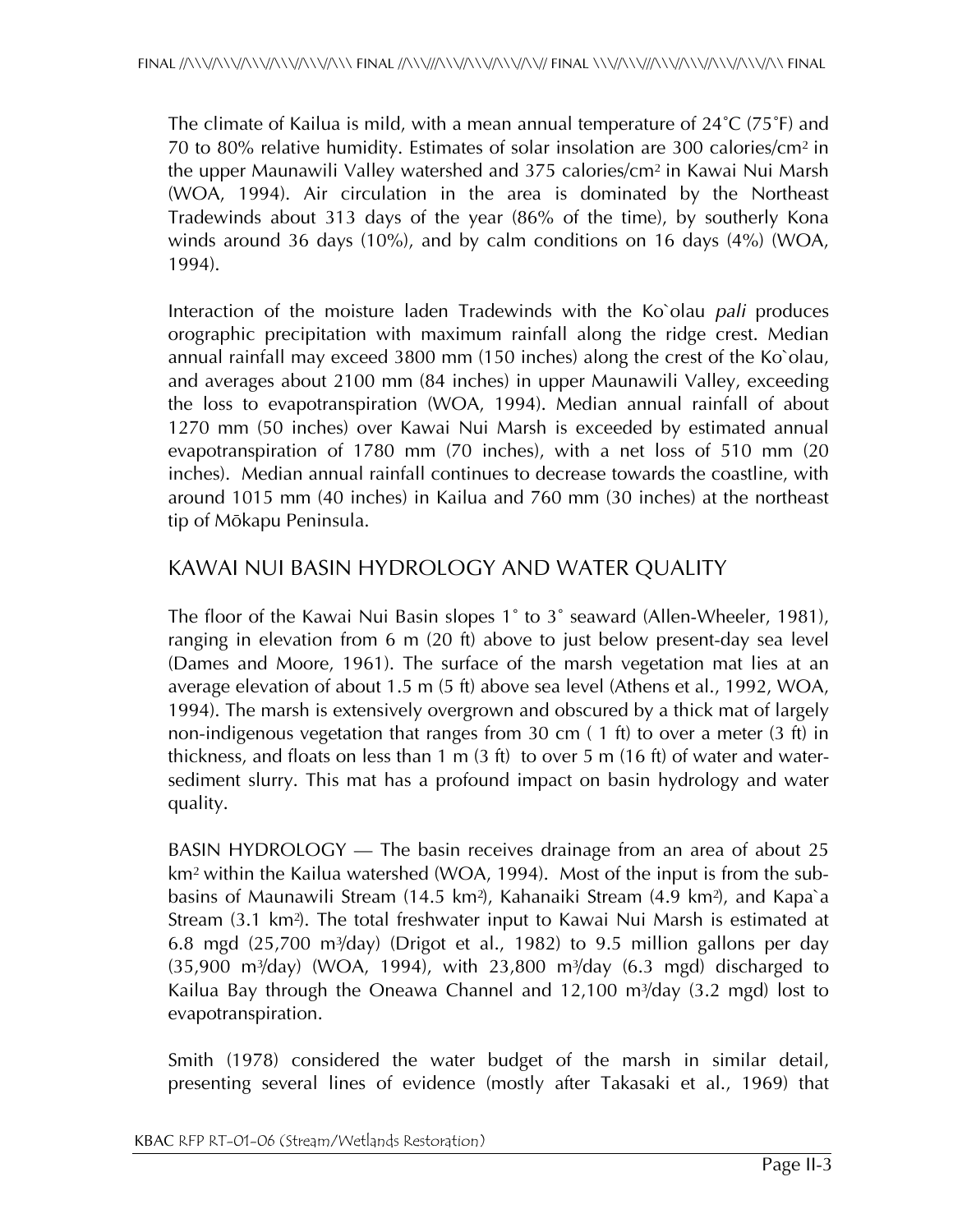The climate of Kailua is mild, with a mean annual temperature of 24˚C (75˚F) and 70 to 80% relative humidity. Estimates of solar insolation are 300 calories/cm$^2$ in the upper Maunawili Valley watershed and 375 calories/cm$^2$ in Kawai Nui Marsh (WOA, 1994). Air circulation in the area is dominated by the Northeast Tradewinds about 313 days of the year (86% of the time), by southerly Kona winds around 36 days (10%), and by calm conditions on 16 days (4%) (WOA, 1994).

Interaction of the moisture laden Tradewinds with the Ko`olau *pali* produces orographic precipitation with maximum rainfall along the ridge crest. Median annual rainfall may exceed 3800 mm (150 inches) along the crest of the Ko`olau, and averages about 2100 mm (84 inches) in upper Maunawili Valley, exceeding the loss to evapotranspiration (WOA, 1994). Median annual rainfall of about 1270 mm (50 inches) over Kawai Nui Marsh is exceeded by estimated annual evapotranspiration of 1780 mm (70 inches), with a net loss of 510 mm (20 inches). Median annual rainfall continues to decrease towards the coastline, with around 1015 mm (40 inches) in Kailua and 760 mm (30 inches) at the northeast tip of Mōkapu Peninsula.

## KAWAI NUI BASIN HYDROLOGY AND WATER QUALITY

The floor of the Kawai Nui Basin slopes 1˚ to 3˚ seaward (Allen-Wheeler, 1981), ranging in elevation from 6 m (20 ft) above to just below present-day sea level (Dames and Moore, 1961). The surface of the marsh vegetation mat lies at an average elevation of about 1.5 m (5 ft) above sea level (Athens et al., 1992, WOA, 1994). The marsh is extensively overgrown and obscured by a thick mat of largely non-indigenous vegetation that ranges from 30 cm ( 1 ft) to over a meter (3 ft) in thickness, and floats on less than 1 m (3 ft) to over 5 m (16 ft) of water and water-sediment slurry. This mat has a profound impact on basin hydrology and water quality.

BASIN HYDROLOGY — The basin receives drainage from an area of about 25 km$^2$ within the Kailua watershed (WOA, 1994). Most of the input is from the sub-basins of Maunawili Stream (14.5 km$^2$), Kahanaiki Stream (4.9 km$^2$), and Kapa`a Stream (3.1 km$^2$). The total freshwater input to Kawai Nui Marsh is estimated at 6.8 mgd (25,700 m$^3$/day) (Drigot et al., 1982) to 9.5 million gallons per day (35,900 m$^3$/day) (WOA, 1994), with 23,800 m$^3$/day (6.3 mgd) discharged to Kailua Bay through the Oneawa Channel and 12,100 m$^3$/day (3.2 mgd) lost to evapotranspiration.

Smith (1978) considered the water budget of the marsh in similar detail, presenting several lines of evidence (mostly after Takasaki et al., 1969) that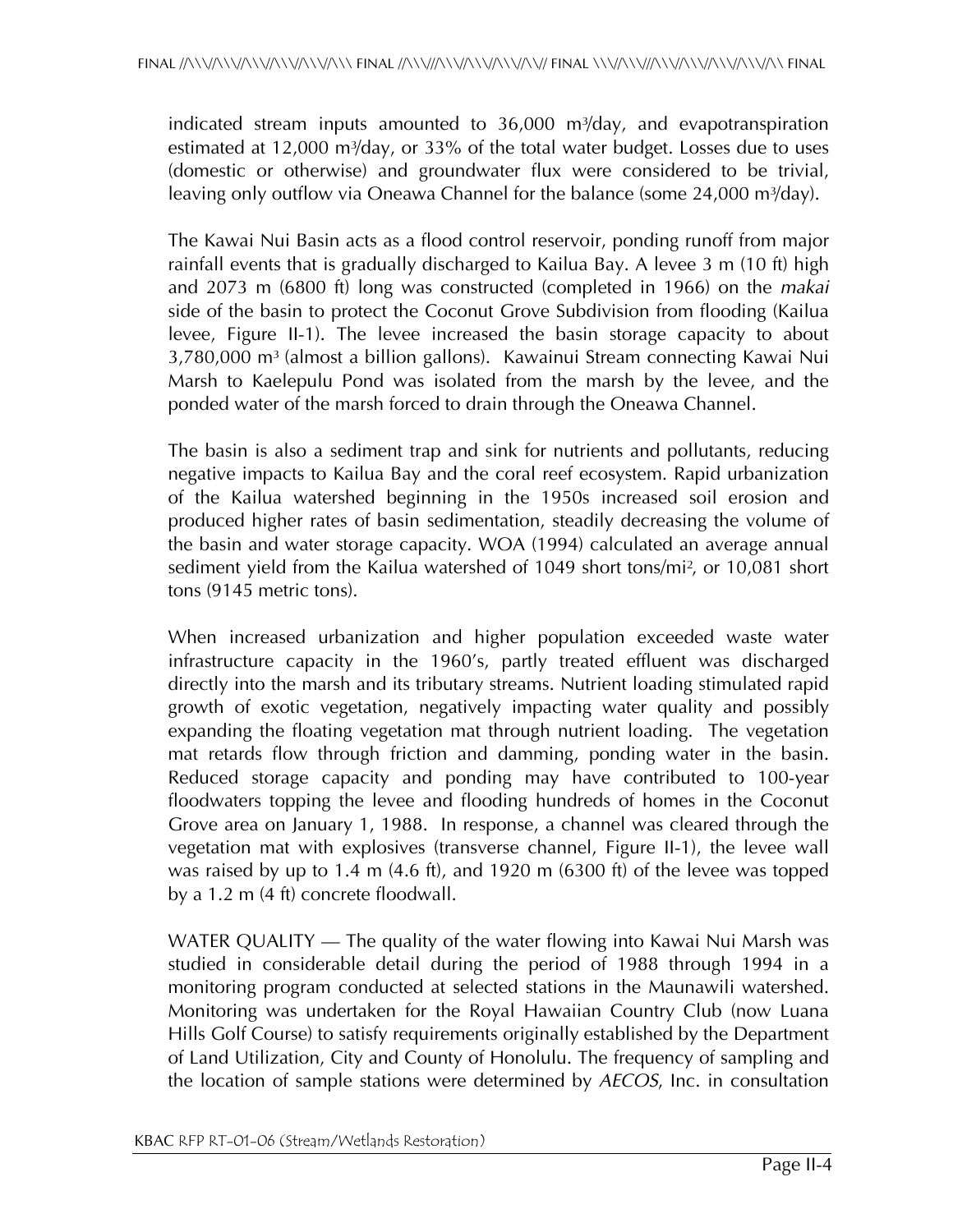indicated stream inputs amounted to 36,000 m$^3$/day, and evapotranspiration estimated at 12,000 m$^3$/day, or 33% of the total water budget. Losses due to uses (domestic or otherwise) and groundwater flux were considered to be trivial, leaving only outflow via Oneawa Channel for the balance (some 24,000 m$^3$/day).

The Kawai Nui Basin acts as a flood control reservoir, ponding runoff from major rainfall events that is gradually discharged to Kailua Bay. A levee 3 m (10 ft) high and 2073 m (6800 ft) long was constructed (completed in 1966) on the *makai* side of the basin to protect the Coconut Grove Subdivision from flooding (Kailua levee, Figure II-1). The levee increased the basin storage capacity to about 3,780,000 m$^3$ (almost a billion gallons). Kawainui Stream connecting Kawai Nui Marsh to Kaelepulu Pond was isolated from the marsh by the levee, and the ponded water of the marsh forced to drain through the Oneawa Channel.

The basin is also a sediment trap and sink for nutrients and pollutants, reducing negative impacts to Kailua Bay and the coral reef ecosystem. Rapid urbanization of the Kailua watershed beginning in the 1950s increased soil erosion and produced higher rates of basin sedimentation, steadily decreasing the volume of the basin and water storage capacity. WOA (1994) calculated an average annual sediment yield from the Kailua watershed of 1049 short tons/mi$^2$, or 10,081 short tons (9145 metric tons).

When increased urbanization and higher population exceeded waste water infrastructure capacity in the 1960's, partly treated effluent was discharged directly into the marsh and its tributary streams. Nutrient loading stimulated rapid growth of exotic vegetation, negatively impacting water quality and possibly expanding the floating vegetation mat through nutrient loading. The vegetation mat retards flow through friction and damming, ponding water in the basin. Reduced storage capacity and ponding may have contributed to 100-year floodwaters topping the levee and flooding hundreds of homes in the Coconut Grove area on January 1, 1988. In response, a channel was cleared through the vegetation mat with explosives (transverse channel, Figure II-1), the levee wall was raised by up to 1.4 m (4.6 ft), and 1920 m (6300 ft) of the levee was topped by a 1.2 m (4 ft) concrete floodwall.

WATER QUALITY — The quality of the water flowing into Kawai Nui Marsh was studied in considerable detail during the period of 1988 through 1994 in a monitoring program conducted at selected stations in the Maunawili watershed. Monitoring was undertaken for the Royal Hawaiian Country Club (now Luana Hills Golf Course) to satisfy requirements originally established by the Department of Land Utilization, City and County of Honolulu. The frequency of sampling and the location of sample stations were determined by *AECOS*, Inc. in consultation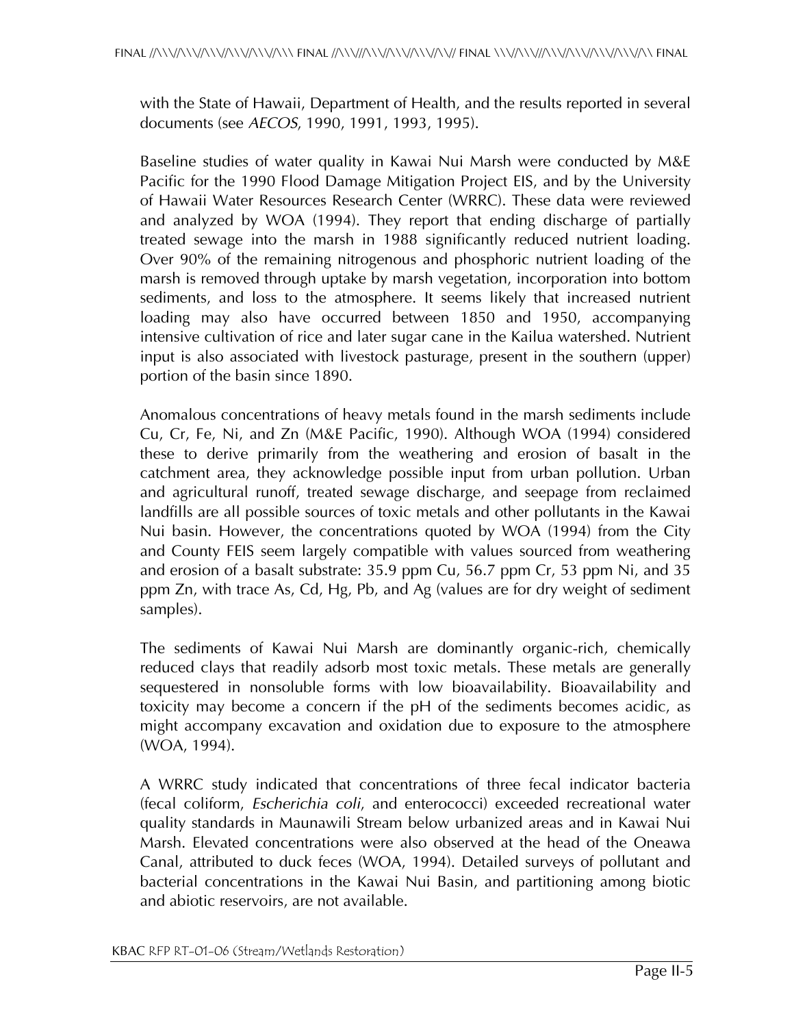with the State of Hawaii, Department of Health, and the results reported in several documents (see *AECOS*, 1990, 1991, 1993, 1995).

Baseline studies of water quality in Kawai Nui Marsh were conducted by M&E Pacific for the 1990 Flood Damage Mitigation Project EIS, and by the University of Hawaii Water Resources Research Center (WRRC). These data were reviewed and analyzed by WOA (1994). They report that ending discharge of partially treated sewage into the marsh in 1988 significantly reduced nutrient loading. Over 90% of the remaining nitrogenous and phosphoric nutrient loading of the marsh is removed through uptake by marsh vegetation, incorporation into bottom sediments, and loss to the atmosphere. It seems likely that increased nutrient loading may also have occurred between 1850 and 1950, accompanying intensive cultivation of rice and later sugar cane in the Kailua watershed. Nutrient input is also associated with livestock pasturage, present in the southern (upper) portion of the basin since 1890.

Anomalous concentrations of heavy metals found in the marsh sediments include Cu, Cr, Fe, Ni, and Zn (M&E Pacific, 1990). Although WOA (1994) considered these to derive primarily from the weathering and erosion of basalt in the catchment area, they acknowledge possible input from urban pollution. Urban and agricultural runoff, treated sewage discharge, and seepage from reclaimed landfills are all possible sources of toxic metals and other pollutants in the Kawai Nui basin. However, the concentrations quoted by WOA (1994) from the City and County FEIS seem largely compatible with values sourced from weathering and erosion of a basalt substrate: 35.9 ppm Cu, 56.7 ppm Cr, 53 ppm Ni, and 35 ppm Zn, with trace As, Cd, Hg, Pb, and Ag (values are for dry weight of sediment samples).

The sediments of Kawai Nui Marsh are dominantly organic-rich, chemically reduced clays that readily adsorb most toxic metals. These metals are generally sequestered in nonsoluble forms with low bioavailability. Bioavailability and toxicity may become a concern if the pH of the sediments becomes acidic, as might accompany excavation and oxidation due to exposure to the atmosphere (WOA, 1994).

A WRRC study indicated that concentrations of three fecal indicator bacteria (fecal coliform, *Escherichia coli*, and enterococci) exceeded recreational water quality standards in Maunawili Stream below urbanized areas and in Kawai Nui Marsh. Elevated concentrations were also observed at the head of the Oneawa Canal, attributed to duck feces (WOA, 1994). Detailed surveys of pollutant and bacterial concentrations in the Kawai Nui Basin, and partitioning among biotic and abiotic reservoirs, are not available.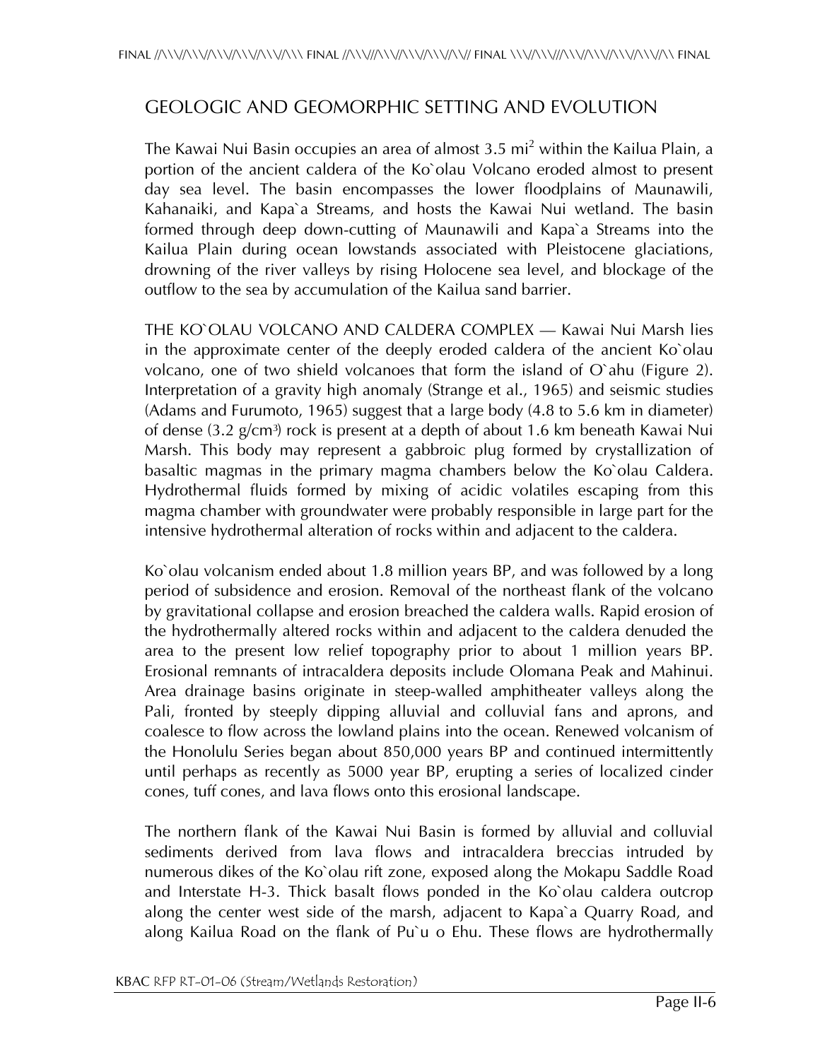## GEOLOGIC AND GEOMORPHIC SETTING AND EVOLUTION

The Kawai Nui Basin occupies an area of almost 3.5 $mi^2$ within the Kailua Plain, a portion of the ancient caldera of the Ko`olau Volcano eroded almost to present day sea level. The basin encompasses the lower floodplains of Maunawili, Kahanaiki, and Kapa`a Streams, and hosts the Kawai Nui wetland. The basin formed through deep down-cutting of Maunawili and Kapa`a Streams into the Kailua Plain during ocean lowstands associated with Pleistocene glaciations, drowning of the river valleys by rising Holocene sea level, and blockage of the outflow to the sea by accumulation of the Kailua sand barrier.

THE KO`OLAU VOLCANO AND CALDERA COMPLEX — Kawai Nui Marsh lies in the approximate center of the deeply eroded caldera of the ancient Ko`olau volcano, one of two shield volcanoes that form the island of O`ahu (Figure 2). Interpretation of a gravity high anomaly (Strange et al., 1965) and seismic studies (Adams and Furumoto, 1965) suggest that a large body (4.8 to 5.6 km in diameter) of dense (3.2 g/$cm^3$) rock is present at a depth of about 1.6 km beneath Kawai Nui Marsh. This body may represent a gabbroic plug formed by crystallization of basaltic magmas in the primary magma chambers below the Ko`olau Caldera. Hydrothermal fluids formed by mixing of acidic volatiles escaping from this magma chamber with groundwater were probably responsible in large part for the intensive hydrothermal alteration of rocks within and adjacent to the caldera.

Ko`olau volcanism ended about 1.8 million years BP, and was followed by a long period of subsidence and erosion. Removal of the northeast flank of the volcano by gravitational collapse and erosion breached the caldera walls. Rapid erosion of the hydrothermally altered rocks within and adjacent to the caldera denuded the area to the present low relief topography prior to about 1 million years BP. Erosional remnants of intracaldera deposits include Olomana Peak and Mahinui. Area drainage basins originate in steep-walled amphitheater valleys along the Pali, fronted by steeply dipping alluvial and colluvial fans and aprons, and coalesce to flow across the lowland plains into the ocean. Renewed volcanism of the Honolulu Series began about 850,000 years BP and continued intermittently until perhaps as recently as 5000 year BP, erupting a series of localized cinder cones, tuff cones, and lava flows onto this erosional landscape.

The northern flank of the Kawai Nui Basin is formed by alluvial and colluvial sediments derived from lava flows and intracaldera breccias intruded by numerous dikes of the Ko`olau rift zone, exposed along the Mokapu Saddle Road and Interstate H-3. Thick basalt flows ponded in the Ko`olau caldera outcrop along the center west side of the marsh, adjacent to Kapa`a Quarry Road, and along Kailua Road on the flank of Pu`u o Ehu. These flows are hydrothermally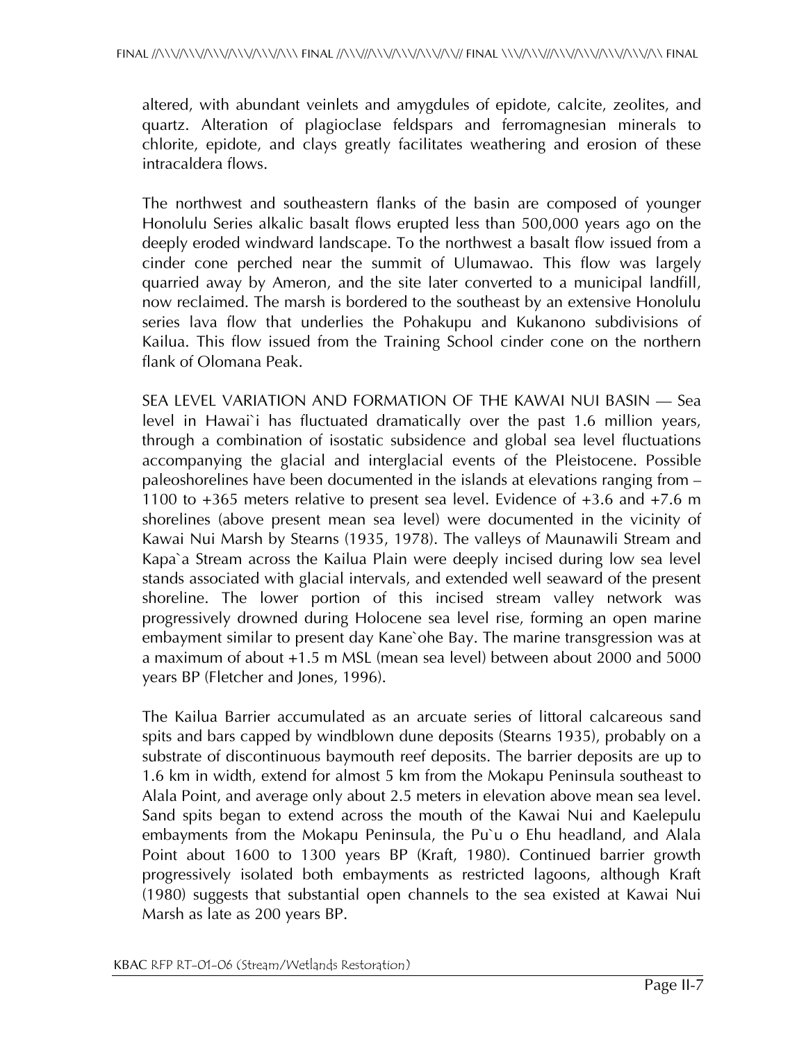altered, with abundant veinlets and amygdules of epidote, calcite, zeolites, and quartz. Alteration of plagioclase feldspars and ferromagnesian minerals to chlorite, epidote, and clays greatly facilitates weathering and erosion of these intracaldera flows.

The northwest and southeastern flanks of the basin are composed of younger Honolulu Series alkalic basalt flows erupted less than 500,000 years ago on the deeply eroded windward landscape. To the northwest a basalt flow issued from a cinder cone perched near the summit of Ulumawao. This flow was largely quarried away by Ameron, and the site later converted to a municipal landfill, now reclaimed. The marsh is bordered to the southeast by an extensive Honolulu series lava flow that underlies the Pohakupu and Kukanono subdivisions of Kailua. This flow issued from the Training School cinder cone on the northern flank of Olomana Peak.

SEA LEVEL VARIATION AND FORMATION OF THE KAWAI NUI BASIN — Sea level in Hawai`i has fluctuated dramatically over the past 1.6 million years, through a combination of isostatic subsidence and global sea level fluctuations accompanying the glacial and interglacial events of the Pleistocene. Possible paleoshorelines have been documented in the islands at elevations ranging from –1100 to +365 meters relative to present sea level. Evidence of +3.6 and +7.6 m shorelines (above present mean sea level) were documented in the vicinity of Kawai Nui Marsh by Stearns (1935, 1978). The valleys of Maunawili Stream and Kapa`a Stream across the Kailua Plain were deeply incised during low sea level stands associated with glacial intervals, and extended well seaward of the present shoreline. The lower portion of this incised stream valley network was progressively drowned during Holocene sea level rise, forming an open marine embayment similar to present day Kane`ohe Bay. The marine transgression was at a maximum of about +1.5 m MSL (mean sea level) between about 2000 and 5000 years BP (Fletcher and Jones, 1996).

The Kailua Barrier accumulated as an arcuate series of littoral calcareous sand spits and bars capped by windblown dune deposits (Stearns 1935), probably on a substrate of discontinuous baymouth reef deposits. The barrier deposits are up to 1.6 km in width, extend for almost 5 km from the Mokapu Peninsula southeast to Alala Point, and average only about 2.5 meters in elevation above mean sea level. Sand spits began to extend across the mouth of the Kawai Nui and Kaelepulu embayments from the Mokapu Peninsula, the Pu`u o Ehu headland, and Alala Point about 1600 to 1300 years BP (Kraft, 1980). Continued barrier growth progressively isolated both embayments as restricted lagoons, although Kraft (1980) suggests that substantial open channels to the sea existed at Kawai Nui Marsh as late as 200 years BP.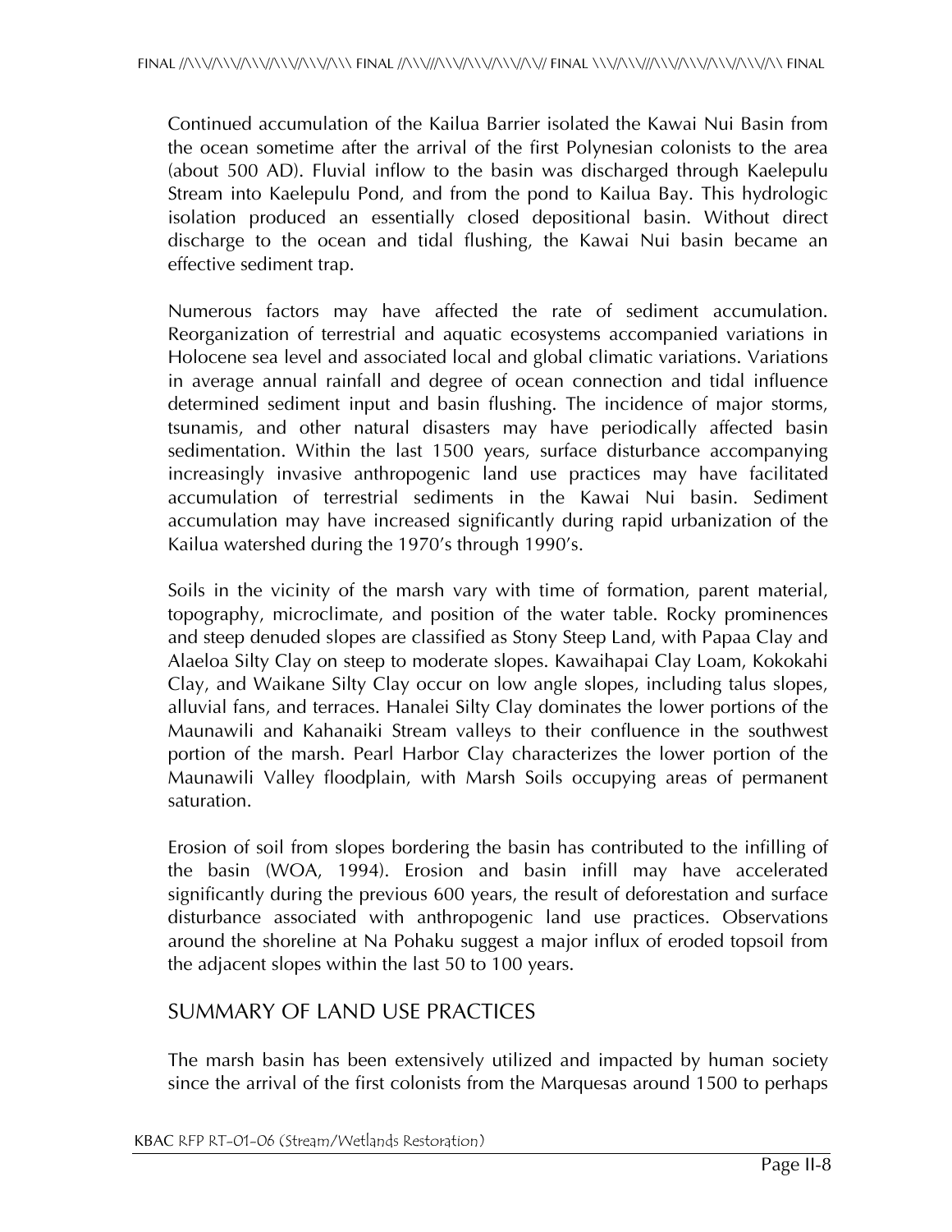Continued accumulation of the Kailua Barrier isolated the Kawai Nui Basin from the ocean sometime after the arrival of the first Polynesian colonists to the area (about 500 AD). Fluvial inflow to the basin was discharged through Kaelepulu Stream into Kaelepulu Pond, and from the pond to Kailua Bay. This hydrologic isolation produced an essentially closed depositional basin. Without direct discharge to the ocean and tidal flushing, the Kawai Nui basin became an effective sediment trap.

Numerous factors may have affected the rate of sediment accumulation. Reorganization of terrestrial and aquatic ecosystems accompanied variations in Holocene sea level and associated local and global climatic variations. Variations in average annual rainfall and degree of ocean connection and tidal influence determined sediment input and basin flushing. The incidence of major storms, tsunamis, and other natural disasters may have periodically affected basin sedimentation. Within the last 1500 years, surface disturbance accompanying increasingly invasive anthropogenic land use practices may have facilitated accumulation of terrestrial sediments in the Kawai Nui basin. Sediment accumulation may have increased significantly during rapid urbanization of the Kailua watershed during the 1970's through 1990's.

Soils in the vicinity of the marsh vary with time of formation, parent material, topography, microclimate, and position of the water table. Rocky prominences and steep denuded slopes are classified as Stony Steep Land, with Papaa Clay and Alaeloa Silty Clay on steep to moderate slopes. Kawaihapai Clay Loam, Kokokahi Clay, and Waikane Silty Clay occur on low angle slopes, including talus slopes, alluvial fans, and terraces. Hanalei Silty Clay dominates the lower portions of the Maunawili and Kahanaiki Stream valleys to their confluence in the southwest portion of the marsh. Pearl Harbor Clay characterizes the lower portion of the Maunawili Valley floodplain, with Marsh Soils occupying areas of permanent saturation.

Erosion of soil from slopes bordering the basin has contributed to the infilling of the basin (WOA, 1994). Erosion and basin infill may have accelerated significantly during the previous 600 years, the result of deforestation and surface disturbance associated with anthropogenic land use practices. Observations around the shoreline at Na Pohaku suggest a major influx of eroded topsoil from the adjacent slopes within the last 50 to 100 years.

## SUMMARY OF LAND USE PRACTICES

The marsh basin has been extensively utilized and impacted by human society since the arrival of the first colonists from the Marquesas around 1500 to perhaps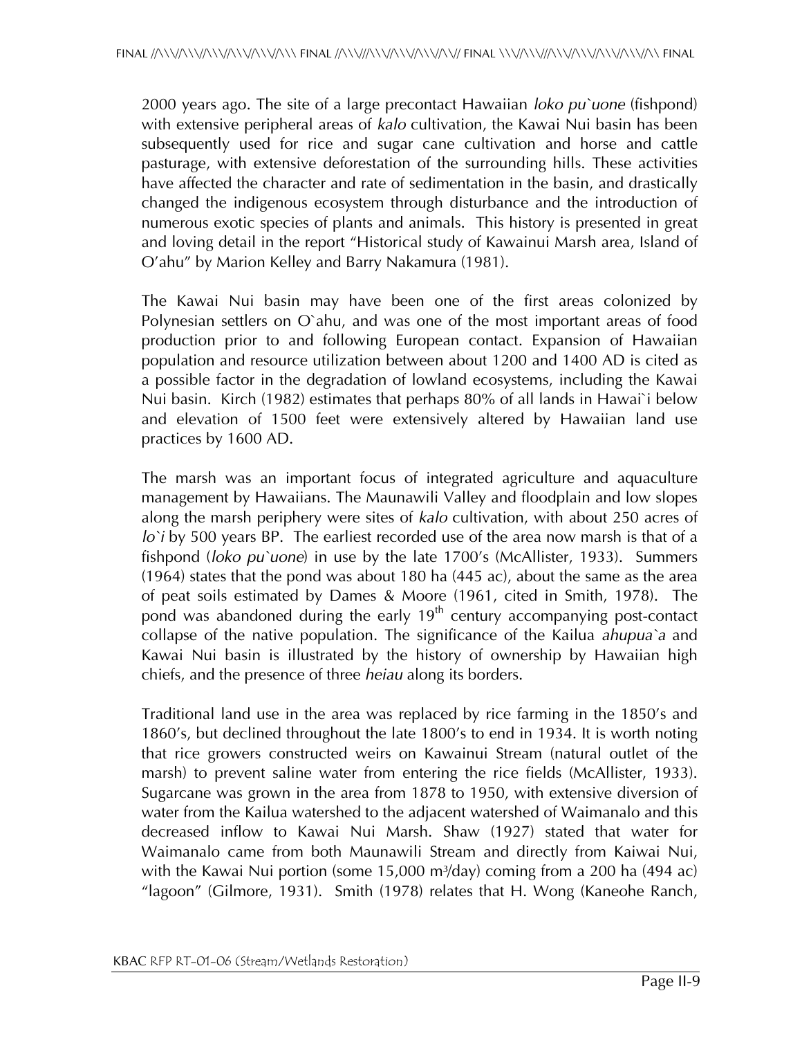2000 years ago. The site of a large precontact Hawaiian *loko pu`uone* (fishpond) with extensive peripheral areas of *kalo* cultivation, the Kawai Nui basin has been subsequently used for rice and sugar cane cultivation and horse and cattle pasturage, with extensive deforestation of the surrounding hills. These activities have affected the character and rate of sedimentation in the basin, and drastically changed the indigenous ecosystem through disturbance and the introduction of numerous exotic species of plants and animals. This history is presented in great and loving detail in the report "Historical study of Kawainui Marsh area, Island of O'ahu" by Marion Kelley and Barry Nakamura (1981).

The Kawai Nui basin may have been one of the first areas colonized by Polynesian settlers on O`ahu, and was one of the most important areas of food production prior to and following European contact. Expansion of Hawaiian population and resource utilization between about 1200 and 1400 AD is cited as a possible factor in the degradation of lowland ecosystems, including the Kawai Nui basin. Kirch (1982) estimates that perhaps 80% of all lands in Hawai`i below and elevation of 1500 feet were extensively altered by Hawaiian land use practices by 1600 AD.

The marsh was an important focus of integrated agriculture and aquaculture management by Hawaiians. The Maunawili Valley and floodplain and low slopes along the marsh periphery were sites of *kalo* cultivation, with about 250 acres of *lo`i* by 500 years BP. The earliest recorded use of the area now marsh is that of a fishpond (*loko pu`uone*) in use by the late 1700's (McAllister, 1933). Summers (1964) states that the pond was about 180 ha (445 ac), about the same as the area of peat soils estimated by Dames & Moore (1961, cited in Smith, 1978). The pond was abandoned during the early 19th century accompanying post-contact collapse of the native population. The significance of the Kailua *ahupua`a* and Kawai Nui basin is illustrated by the history of ownership by Hawaiian high chiefs, and the presence of three *heiau* along its borders.

Traditional land use in the area was replaced by rice farming in the 1850's and 1860's, but declined throughout the late 1800's to end in 1934. It is worth noting that rice growers constructed weirs on Kawainui Stream (natural outlet of the marsh) to prevent saline water from entering the rice fields (McAllister, 1933). Sugarcane was grown in the area from 1878 to 1950, with extensive diversion of water from the Kailua watershed to the adjacent watershed of Waimanalo and this decreased inflow to Kawai Nui Marsh. Shaw (1927) stated that water for Waimanalo came from both Maunawili Stream and directly from Kaiwai Nui, with the Kawai Nui portion (some 15,000 $m^3$/day) coming from a 200 ha (494 ac) "lagoon" (Gilmore, 1931). Smith (1978) relates that H. Wong (Kaneohe Ranch,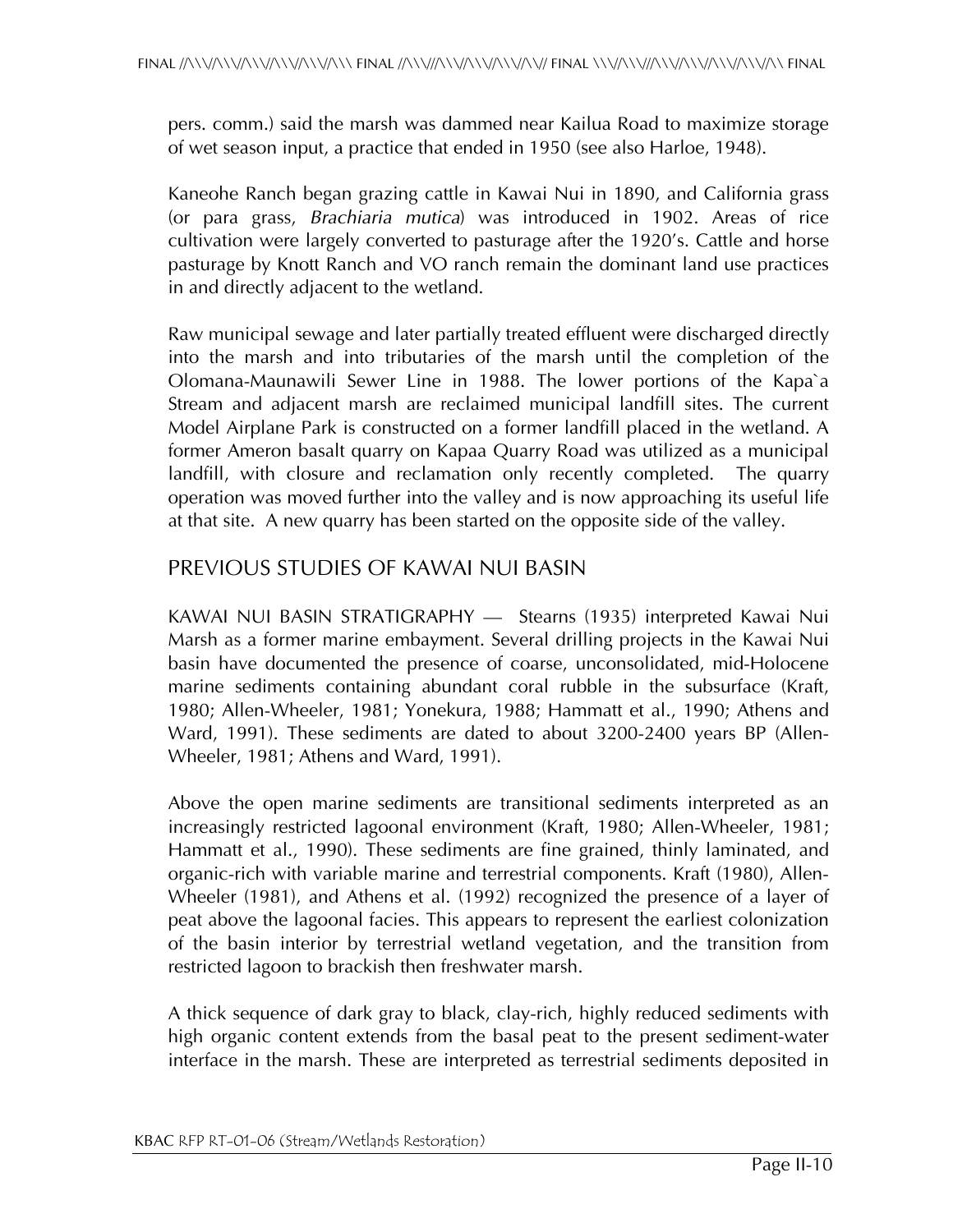pers. comm.) said the marsh was dammed near Kailua Road to maximize storage of wet season input, a practice that ended in 1950 (see also Harloe, 1948).

Kaneohe Ranch began grazing cattle in Kawai Nui in 1890, and California grass (or para grass, *Brachiaria mutica*) was introduced in 1902. Areas of rice cultivation were largely converted to pasturage after the 1920's. Cattle and horse pasturage by Knott Ranch and VO ranch remain the dominant land use practices in and directly adjacent to the wetland.

Raw municipal sewage and later partially treated effluent were discharged directly into the marsh and into tributaries of the marsh until the completion of the Olomana-Maunawili Sewer Line in 1988. The lower portions of the Kapa`a Stream and adjacent marsh are reclaimed municipal landfill sites. The current Model Airplane Park is constructed on a former landfill placed in the wetland. A former Ameron basalt quarry on Kapaa Quarry Road was utilized as a municipal landfill, with closure and reclamation only recently completed. The quarry operation was moved further into the valley and is now approaching its useful life at that site. A new quarry has been started on the opposite side of the valley.

## PREVIOUS STUDIES OF KAWAI NUI BASIN

KAWAI NUI BASIN STRATIGRAPHY — Stearns (1935) interpreted Kawai Nui Marsh as a former marine embayment. Several drilling projects in the Kawai Nui basin have documented the presence of coarse, unconsolidated, mid-Holocene marine sediments containing abundant coral rubble in the subsurface (Kraft, 1980; Allen-Wheeler, 1981; Yonekura, 1988; Hammatt et al., 1990; Athens and Ward, 1991). These sediments are dated to about 3200-2400 years BP (Allen-Wheeler, 1981; Athens and Ward, 1991).

Above the open marine sediments are transitional sediments interpreted as an increasingly restricted lagoonal environment (Kraft, 1980; Allen-Wheeler, 1981; Hammatt et al., 1990). These sediments are fine grained, thinly laminated, and organic-rich with variable marine and terrestrial components. Kraft (1980), Allen-Wheeler (1981), and Athens et al. (1992) recognized the presence of a layer of peat above the lagoonal facies. This appears to represent the earliest colonization of the basin interior by terrestrial wetland vegetation, and the transition from restricted lagoon to brackish then freshwater marsh.

A thick sequence of dark gray to black, clay-rich, highly reduced sediments with high organic content extends from the basal peat to the present sediment-water interface in the marsh. These are interpreted as terrestrial sediments deposited in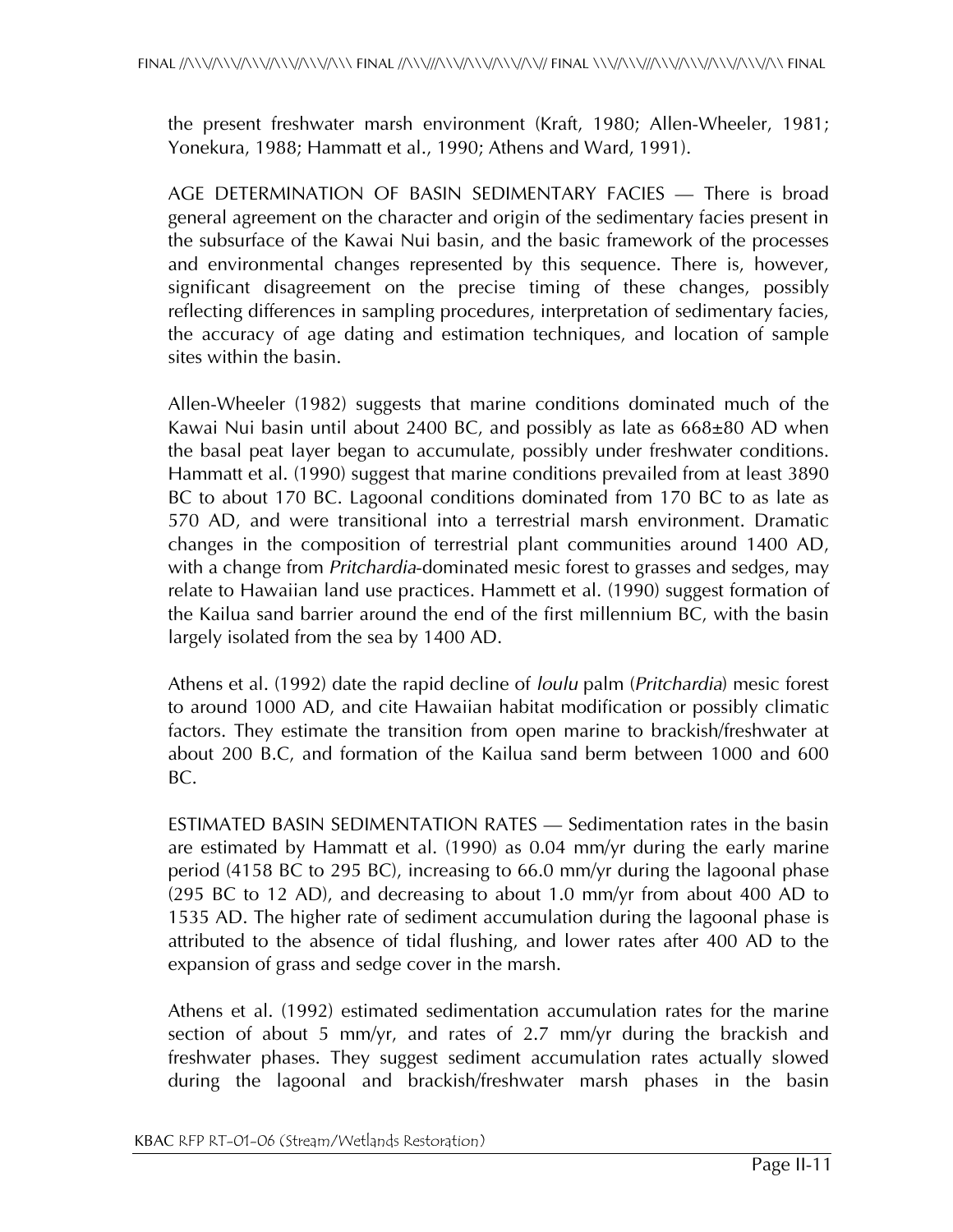the present freshwater marsh environment (Kraft, 1980; Allen-Wheeler, 1981; Yonekura, 1988; Hammatt et al., 1990; Athens and Ward, 1991).

AGE DETERMINATION OF BASIN SEDIMENTARY FACIES — There is broad general agreement on the character and origin of the sedimentary facies present in the subsurface of the Kawai Nui basin, and the basic framework of the processes and environmental changes represented by this sequence. There is, however, significant disagreement on the precise timing of these changes, possibly reflecting differences in sampling procedures, interpretation of sedimentary facies, the accuracy of age dating and estimation techniques, and location of sample sites within the basin.

Allen-Wheeler (1982) suggests that marine conditions dominated much of the Kawai Nui basin until about 2400 BC, and possibly as late as 668±80 AD when the basal peat layer began to accumulate, possibly under freshwater conditions. Hammatt et al. (1990) suggest that marine conditions prevailed from at least 3890 BC to about 170 BC. Lagoonal conditions dominated from 170 BC to as late as 570 AD, and were transitional into a terrestrial marsh environment. Dramatic changes in the composition of terrestrial plant communities around 1400 AD, with a change from *Pritchardia*-dominated mesic forest to grasses and sedges, may relate to Hawaiian land use practices. Hammett et al. (1990) suggest formation of the Kailua sand barrier around the end of the first millennium BC, with the basin largely isolated from the sea by 1400 AD.

Athens et al. (1992) date the rapid decline of *loulu* palm (*Pritchardia*) mesic forest to around 1000 AD, and cite Hawaiian habitat modification or possibly climatic factors. They estimate the transition from open marine to brackish/freshwater at about 200 B.C, and formation of the Kailua sand berm between 1000 and 600 BC.

ESTIMATED BASIN SEDIMENTATION RATES — Sedimentation rates in the basin are estimated by Hammatt et al. (1990) as 0.04 mm/yr during the early marine period (4158 BC to 295 BC), increasing to 66.0 mm/yr during the lagoonal phase (295 BC to 12 AD), and decreasing to about 1.0 mm/yr from about 400 AD to 1535 AD. The higher rate of sediment accumulation during the lagoonal phase is attributed to the absence of tidal flushing, and lower rates after 400 AD to the expansion of grass and sedge cover in the marsh.

Athens et al. (1992) estimated sedimentation accumulation rates for the marine section of about 5 mm/yr, and rates of 2.7 mm/yr during the brackish and freshwater phases. They suggest sediment accumulation rates actually slowed during the lagoonal and brackish/freshwater marsh phases in the basin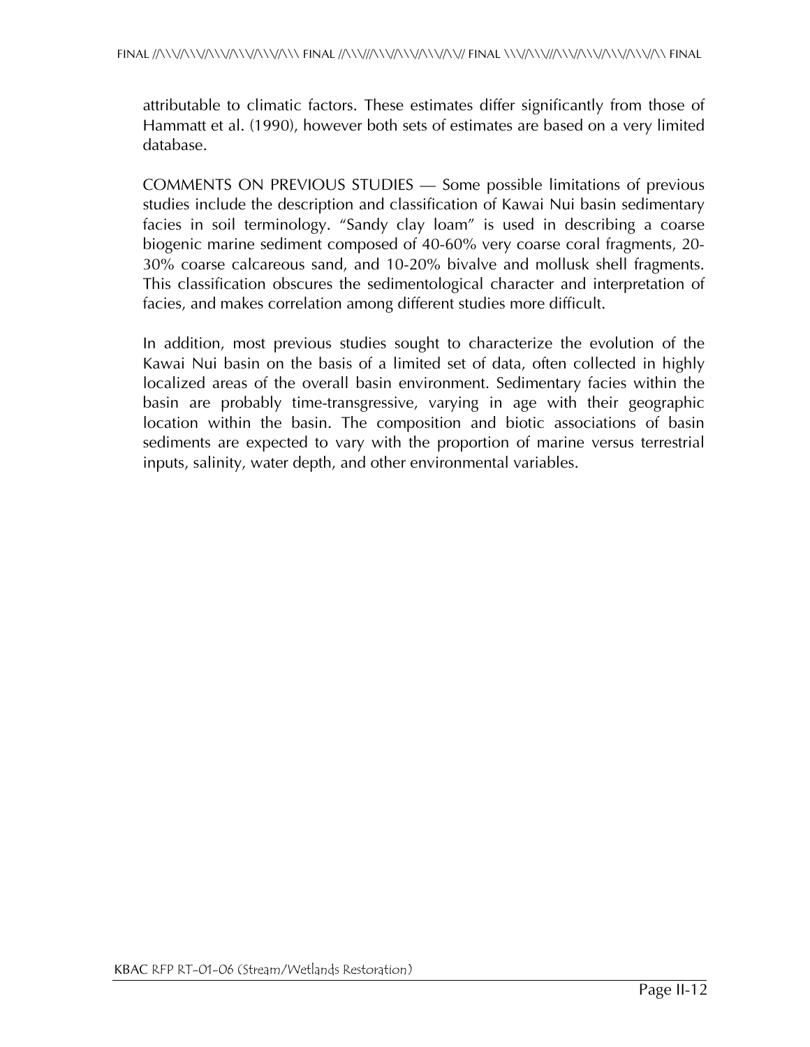attributable to climatic factors. These estimates differ significantly from those of Hammatt et al. (1990), however both sets of estimates are based on a very limited database.

COMMENTS ON PREVIOUS STUDIES — Some possible limitations of previous studies include the description and classification of Kawai Nui basin sedimentary facies in soil terminology. "Sandy clay loam" is used in describing a coarse biogenic marine sediment composed of 40-60% very coarse coral fragments, 20-30% coarse calcareous sand, and 10-20% bivalve and mollusk shell fragments. This classification obscures the sedimentological character and interpretation of facies, and makes correlation among different studies more difficult.

In addition, most previous studies sought to characterize the evolution of the Kawai Nui basin on the basis of a limited set of data, often collected in highly localized areas of the overall basin environment. Sedimentary facies within the basin are probably time-transgressive, varying in age with their geographic location within the basin. The composition and biotic associations of basin sediments are expected to vary with the proportion of marine versus terrestrial inputs, salinity, water depth, and other environmental variables.